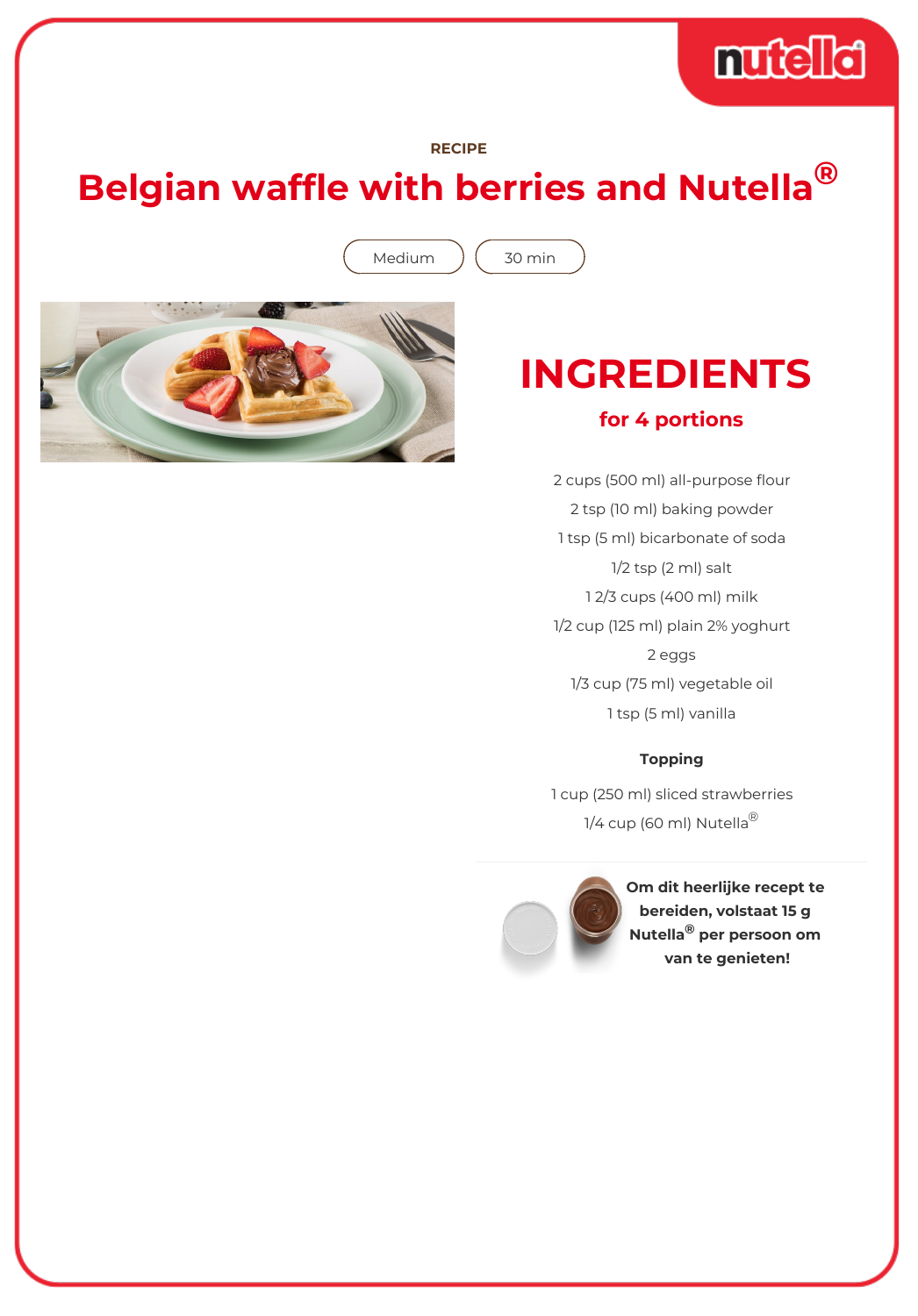RECIPE

# Belgian waffle with berries and Nutella®

Medium | 30 min

## INGREDIENTS

### for 4 portions

2 cups (500 ml) all-purpose flour

2 tsp (10 ml) baking powder

1 tsp (5 ml) bicarbonate of soda

1/2 tsp (2 ml) salt

1 2/3 cups (400 ml) milk

1/2 cup (125 ml) plain 2% yoghurt

2 eggs

1/3 cup (75 ml) vegetable oil

1 tsp (5 ml) vanilla

**Topping**

1 cup (250 ml) sliced strawberries

1/4 cup (60 ml) Nutella®

**Om dit heerlijke recept te bereiden, volstaat 15 g Nutella® per persoon om van te genieten!**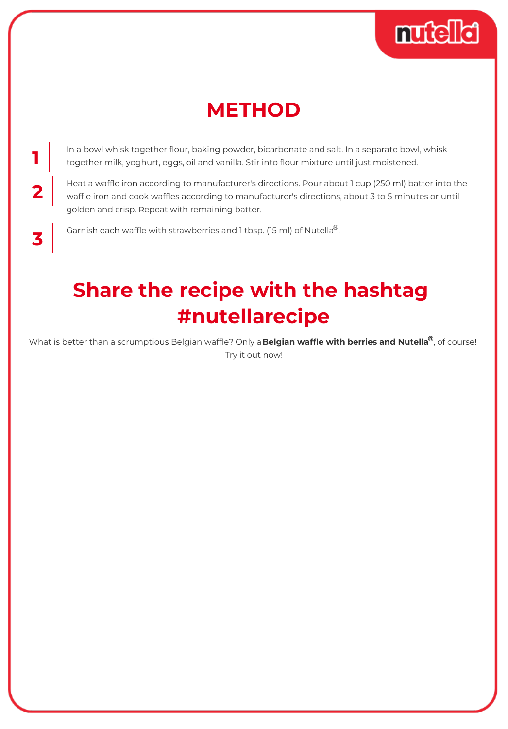# METHOD

1. In a bowl whisk together flour, baking powder, bicarbonate and salt. In a separate bowl, whisk together milk, yoghurt, eggs, oil and vanilla. Stir into flour mixture until just moistened.
2. Heat a waffle iron according to manufacturer's directions. Pour about 1 cup (250 ml) batter into the waffle iron and cook waffles according to manufacturer's directions, about 3 to 5 minutes or until golden and crisp. Repeat with remaining batter.
3. Garnish each waffle with strawberries and 1 tbsp. (15 ml) of Nutella®.

## Share the recipe with the hashtag #nutellarecipe

What is better than a scrumptious Belgian waffle? Only a **Belgian waffle with berries and Nutella®**, of course! Try it out now!